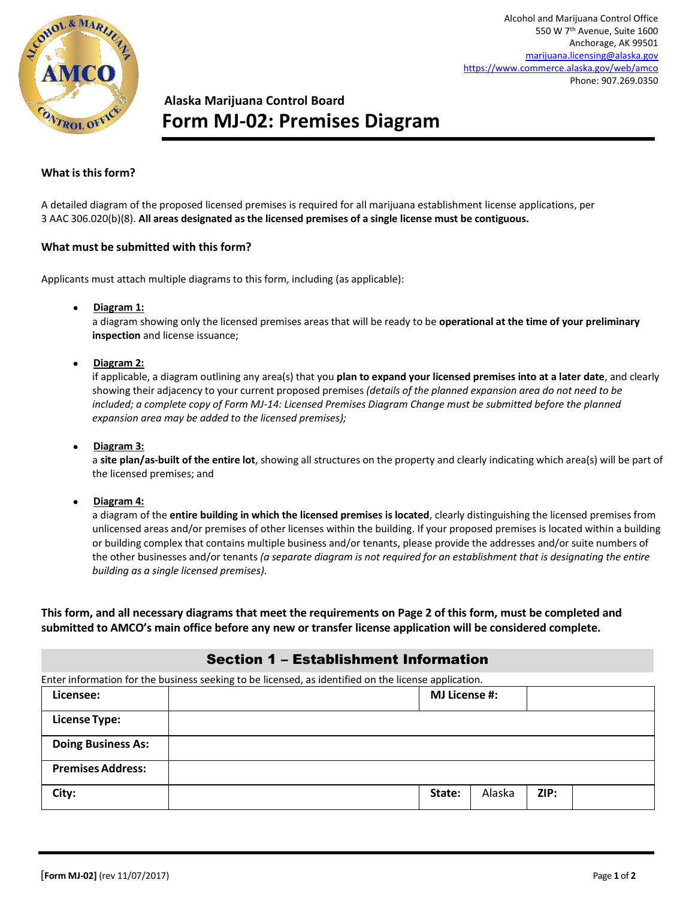Alcohol and Marijuana Control Office
550 W 7th Avenue, Suite 1600
Anchorage, AK 99501
marijuana.licensing@alaska.gov
https://www.commerce.alaska.gov/web/amco
Phone: 907.269.0350

## Alaska Marijuana Control Board

# Form MJ-02: Premises Diagram

### What is this form?

A detailed diagram of the proposed licensed premises is required for all marijuana establishment license applications, per 3 AAC 306.020(b)(8). **All areas designated as the licensed premises of a single license must be contiguous.**

### What must be submitted with this form?

Applicants must attach multiple diagrams to this form, including (as applicable):

- **Diagram 1:**
  a diagram showing only the licensed premises areas that will be ready to be **operational at the time of your preliminary inspection** and license issuance;

- **Diagram 2:**
  if applicable, a diagram outlining any area(s) that you **plan to expand your licensed premises into at a later date**, and clearly showing their adjacency to your current proposed premises *(details of the planned expansion area do not need to be included; a complete copy of Form MJ-14: Licensed Premises Diagram Change must be submitted before the planned expansion area may be added to the licensed premises);*

- **Diagram 3:**
  a **site plan/as-built of the entire lot**, showing all structures on the property and clearly indicating which area(s) will be part of the licensed premises; and

- **Diagram 4:**
  a diagram of the **entire building in which the licensed premises is located**, clearly distinguishing the licensed premises from unlicensed areas and/or premises of other licenses within the building. If your proposed premises is located within a building or building complex that contains multiple business and/or tenants, please provide the addresses and/or suite numbers of the other businesses and/or tenants *(a separate diagram is not required for an establishment that is designating the entire building as a single licensed premises).*

**This form, and all necessary diagrams that meet the requirements on Page 2 of this form, must be completed and submitted to AMCO's main office before any new or transfer license application will be considered complete.**

## Section 1 – Establishment Information

Enter information for the business seeking to be licensed, as identified on the license application.

| **Licensee:** | | **MJ License #:** | | | |
|---|---|---|---|---|---|
| **License Type:** | | | | | |
| **Doing Business As:** | | | | | |
| **Premises Address:** | | | | | |
| **City:** | | **State:** | Alaska | **ZIP:** | |

[Form MJ-02] (rev 11/07/2017)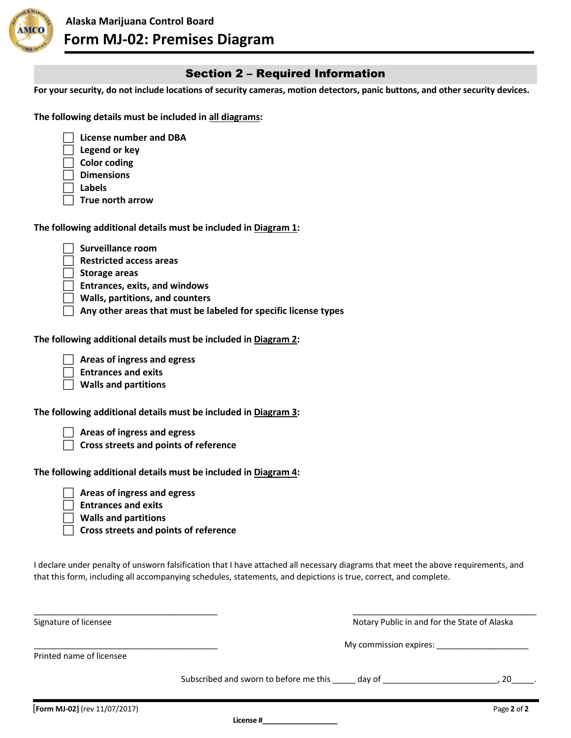# Alaska Marijuana Control Board

# Form MJ-02: Premises Diagram

## Section 2 – Required Information

**For your security, do not include locations of security cameras, motion detectors, panic buttons, and other security devices.**

**The following details must be included in all diagrams:**

- ☐ **License number and DBA**
- ☐ **Legend or key**
- ☐ **Color coding**
- ☐ **Dimensions**
- ☐ **Labels**
- ☐ **True north arrow**

**The following additional details must be included in Diagram 1:**

- ☐ **Surveillance room**
- ☐ **Restricted access areas**
- ☐ **Storage areas**
- ☐ **Entrances, exits, and windows**
- ☐ **Walls, partitions, and counters**
- ☐ **Any other areas that must be labeled for specific license types**

**The following additional details must be included in Diagram 2:**

- ☐ **Areas of ingress and egress**
- ☐ **Entrances and exits**
- ☐ **Walls and partitions**

**The following additional details must be included in Diagram 3:**

- ☐ **Areas of ingress and egress**
- ☐ **Cross streets and points of reference**

**The following additional details must be included in Diagram 4:**

- ☐ **Areas of ingress and egress**
- ☐ **Entrances and exits**
- ☐ **Walls and partitions**
- ☐ **Cross streets and points of reference**

I declare under penalty of unsworn falsification that I have attached all necessary diagrams that meet the above requirements, and that this form, including all accompanying schedules, statements, and depictions is true, correct, and complete.

_________________________________________
Signature of licensee

_________________________________________
Printed name of licensee

_________________________________________
Notary Public in and for the State of Alaska

My commission expires: ____________________

Subscribed and sworn to before me this _____ day of ________________________, 20_____.

[Form MJ-02] (rev 11/07/2017)

License #__________________